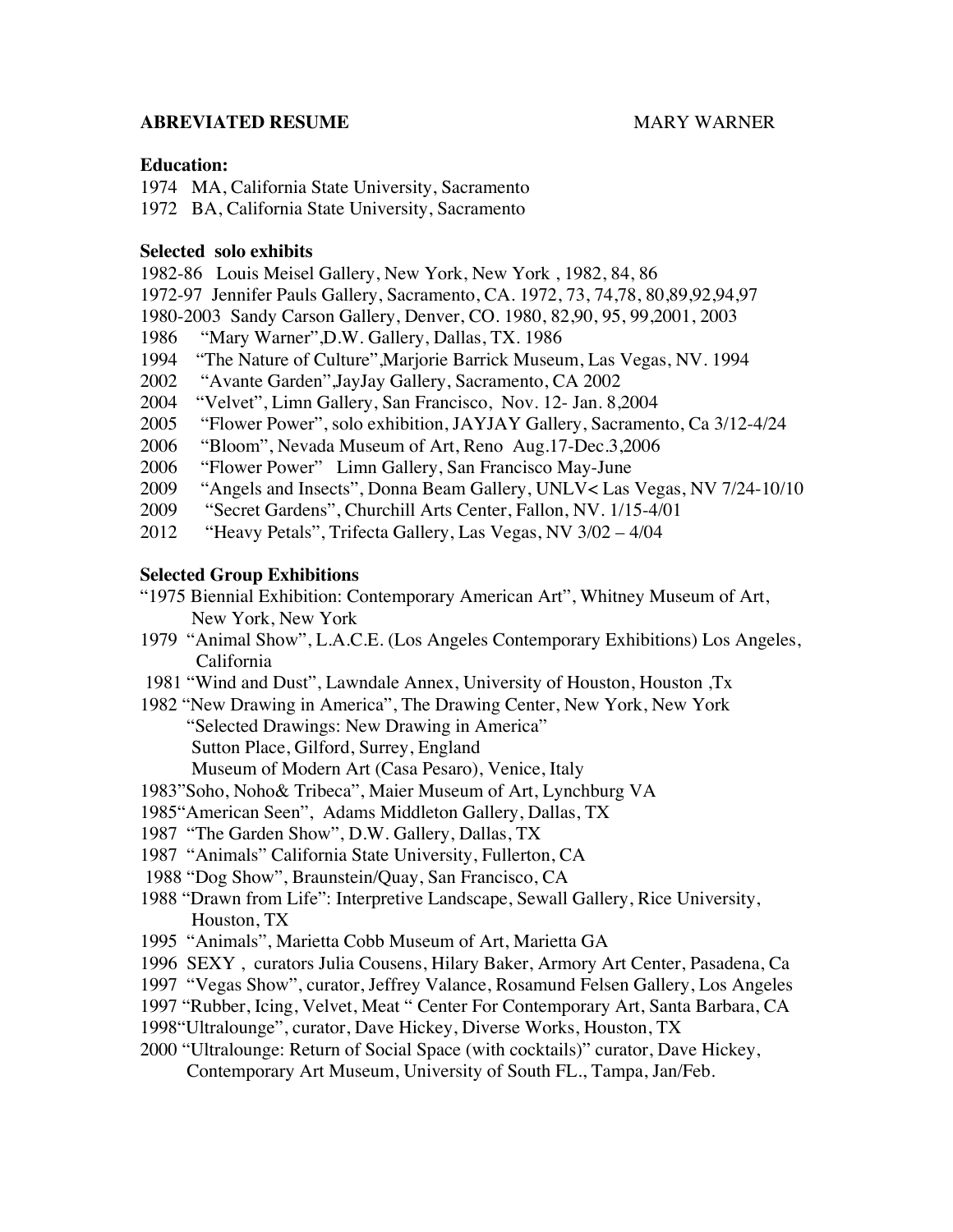**ABREVIATED RESUME** MARY WARNER

**Education:**

1974 MA, California State University, Sacramento
1972 BA, California State University, Sacramento

**Selected solo exhibits**

1982-86 Louis Meisel Gallery, New York, New York , 1982, 84, 86
1972-97 Jennifer Pauls Gallery, Sacramento, CA. 1972, 73, 74,78, 80,89,92,94,97
1980-2003 Sandy Carson Gallery, Denver, CO. 1980, 82,90, 95, 99,2001, 2003
1986 "Mary Warner",D.W. Gallery, Dallas, TX. 1986
1994 "The Nature of Culture",Marjorie Barrick Museum, Las Vegas, NV. 1994
2002 "Avante Garden",JayJay Gallery, Sacramento, CA 2002
2004 "Velvet", Limn Gallery, San Francisco, Nov. 12- Jan. 8,2004
2005 "Flower Power", solo exhibition, JAYJAY Gallery, Sacramento, Ca 3/12-4/24
2006 "Bloom", Nevada Museum of Art, Reno Aug.17-Dec.3,2006
2006 "Flower Power" Limn Gallery, San Francisco May-June
2009 "Angels and Insects", Donna Beam Gallery, UNLV< Las Vegas, NV 7/24-10/10
2009 "Secret Gardens", Churchill Arts Center, Fallon, NV. 1/15-4/01
2012 "Heavy Petals", Trifecta Gallery, Las Vegas, NV 3/02 – 4/04

**Selected Group Exhibitions**

"1975 Biennial Exhibition: Contemporary American Art", Whitney Museum of Art, New York, New York
1979 "Animal Show", L.A.C.E. (Los Angeles Contemporary Exhibitions) Los Angeles, California
1981 "Wind and Dust", Lawndale Annex, University of Houston, Houston ,Tx
1982 "New Drawing in America", The Drawing Center, New York, New York
"Selected Drawings: New Drawing in America"
Sutton Place, Gilford, Surrey, England
Museum of Modern Art (Casa Pesaro), Venice, Italy
1983"Soho, Noho& Tribeca", Maier Museum of Art, Lynchburg VA
1985"American Seen", Adams Middleton Gallery, Dallas, TX
1987 "The Garden Show", D.W. Gallery, Dallas, TX
1987 "Animals" California State University, Fullerton, CA
1988 "Dog Show", Braunstein/Quay, San Francisco, CA
1988 "Drawn from Life": Interpretive Landscape, Sewall Gallery, Rice University, Houston, TX
1995 "Animals", Marietta Cobb Museum of Art, Marietta GA
1996 SEXY , curators Julia Cousens, Hilary Baker, Armory Art Center, Pasadena, Ca
1997 "Vegas Show", curator, Jeffrey Valance, Rosamund Felsen Gallery, Los Angeles
1997 "Rubber, Icing, Velvet, Meat " Center For Contemporary Art, Santa Barbara, CA
1998"Ultralounge", curator, Dave Hickey, Diverse Works, Houston, TX
2000 "Ultralounge: Return of Social Space (with cocktails)" curator, Dave Hickey, Contemporary Art Museum, University of South FL., Tampa, Jan/Feb.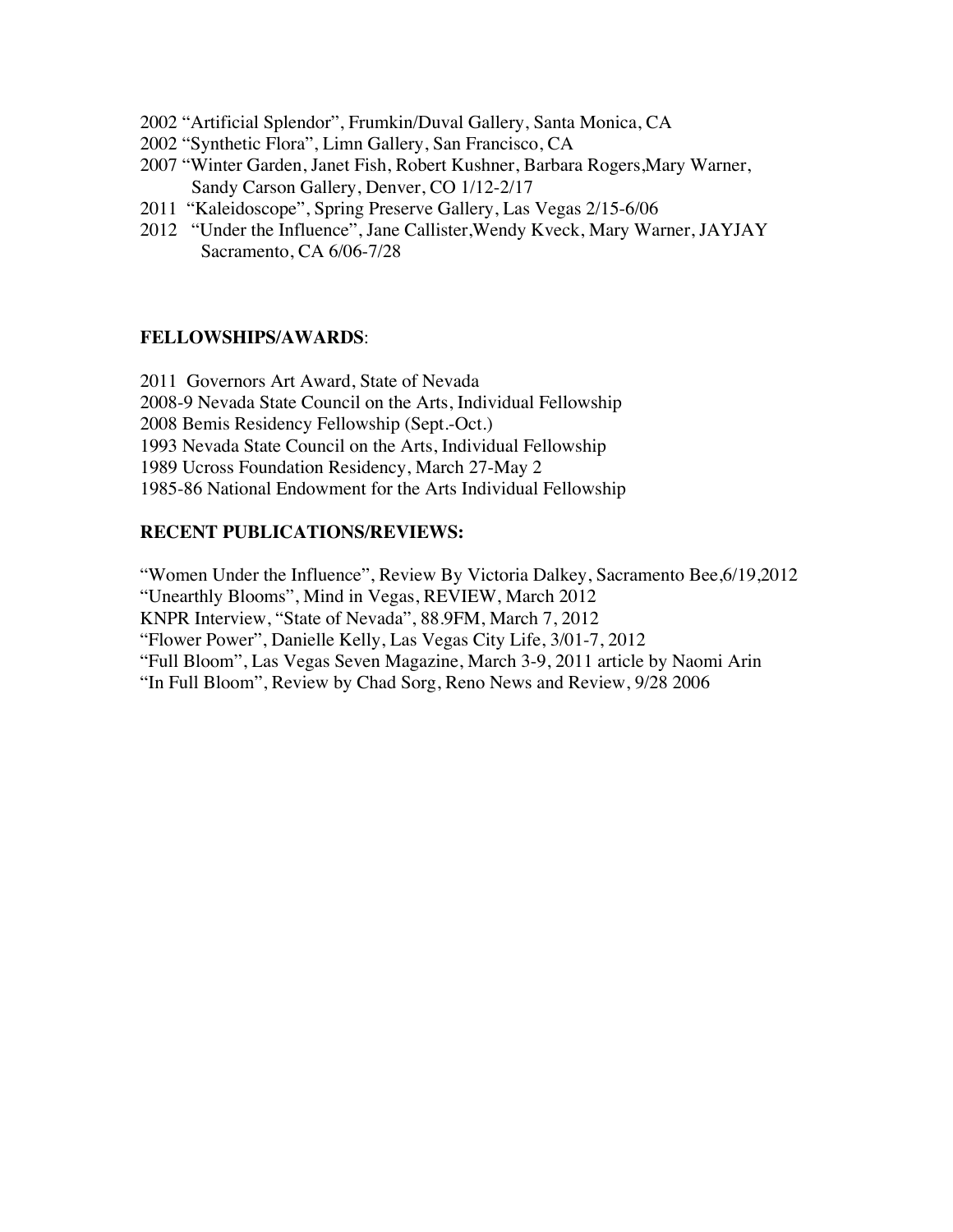2002 "Artificial Splendor", Frumkin/Duval Gallery, Santa Monica, CA
2002 "Synthetic Flora", Limn Gallery, San Francisco, CA
2007 "Winter Garden, Janet Fish, Robert Kushner, Barbara Rogers,Mary Warner, Sandy Carson Gallery, Denver, CO 1/12-2/17
2011 "Kaleidoscope", Spring Preserve Gallery, Las Vegas 2/15-6/06
2012 "Under the Influence", Jane Callister,Wendy Kveck, Mary Warner, JAYJAY Sacramento, CA 6/06-7/28

**FELLOWSHIPS/AWARDS**:

2011 Governors Art Award, State of Nevada
2008-9 Nevada State Council on the Arts, Individual Fellowship
2008 Bemis Residency Fellowship (Sept.-Oct.)
1993 Nevada State Council on the Arts, Individual Fellowship
1989 Ucross Foundation Residency, March 27-May 2
1985-86 National Endowment for the Arts Individual Fellowship

**RECENT PUBLICATIONS/REVIEWS:**

"Women Under the Influence", Review By Victoria Dalkey, Sacramento Bee,6/19,2012
"Unearthly Blooms", Mind in Vegas, REVIEW, March 2012
KNPR Interview, "State of Nevada", 88.9FM, March 7, 2012
"Flower Power", Danielle Kelly, Las Vegas City Life, 3/01-7, 2012
"Full Bloom", Las Vegas Seven Magazine, March 3-9, 2011 article by Naomi Arin
"In Full Bloom", Review by Chad Sorg, Reno News and Review, 9/28 2006